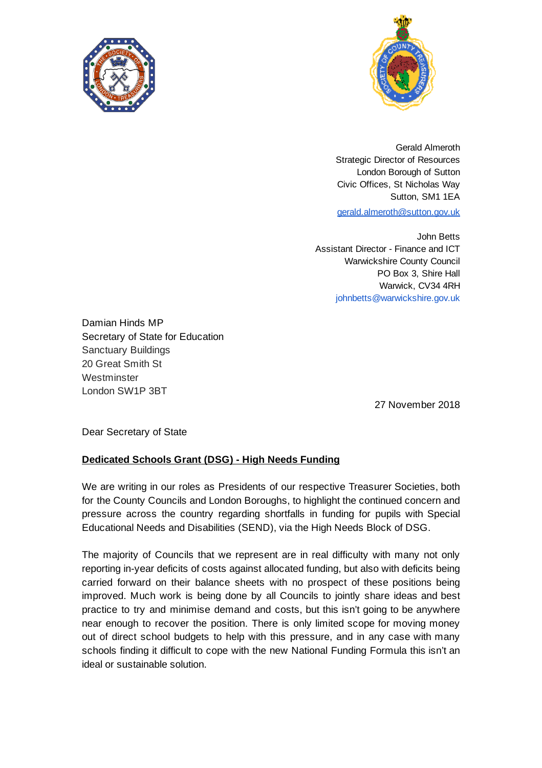Gerald Almeroth
Strategic Director of Resources
London Borough of Sutton
Civic Offices, St Nicholas Way
Sutton, SM1 1EA
gerald.almeroth@sutton.gov.uk

John Betts
Assistant Director - Finance and ICT
Warwickshire County Council
PO Box 3, Shire Hall
Warwick, CV34 4RH
johnbetts@warwickshire.gov.uk

Damian Hinds MP
Secretary of State for Education
Sanctuary Buildings
20 Great Smith St
Westminster
London SW1P 3BT

27 November 2018

Dear Secretary of State

**Dedicated Schools Grant (DSG) - High Needs Funding**

We are writing in our roles as Presidents of our respective Treasurer Societies, both for the County Councils and London Boroughs, to highlight the continued concern and pressure across the country regarding shortfalls in funding for pupils with Special Educational Needs and Disabilities (SEND), via the High Needs Block of DSG.

The majority of Councils that we represent are in real difficulty with many not only reporting in-year deficits of costs against allocated funding, but also with deficits being carried forward on their balance sheets with no prospect of these positions being improved. Much work is being done by all Councils to jointly share ideas and best practice to try and minimise demand and costs, but this isn't going to be anywhere near enough to recover the position. There is only limited scope for moving money out of direct school budgets to help with this pressure, and in any case with many schools finding it difficult to cope with the new National Funding Formula this isn't an ideal or sustainable solution.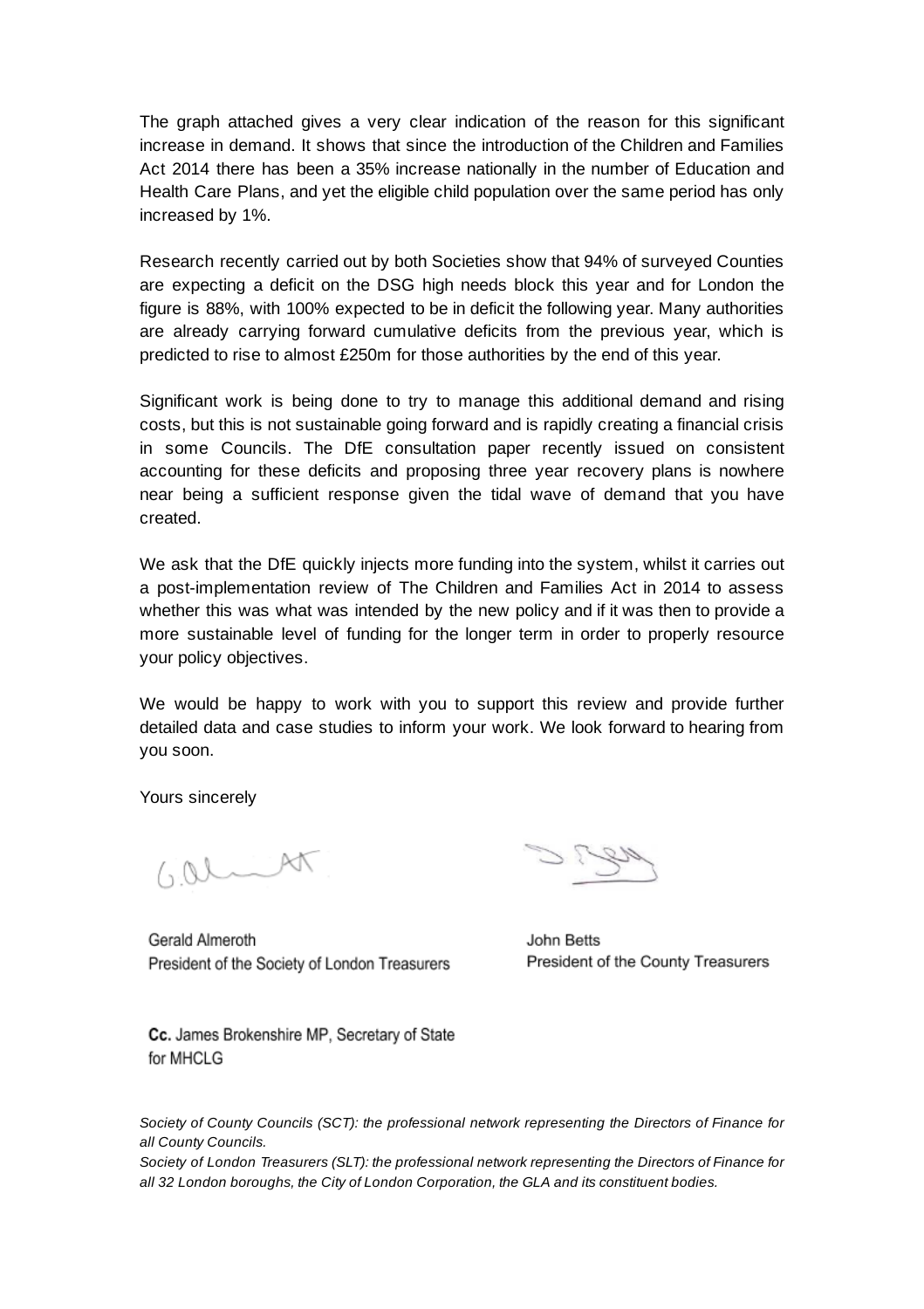The graph attached gives a very clear indication of the reason for this significant increase in demand. It shows that since the introduction of the Children and Families Act 2014 there has been a 35% increase nationally in the number of Education and Health Care Plans, and yet the eligible child population over the same period has only increased by 1%.

Research recently carried out by both Societies show that 94% of surveyed Counties are expecting a deficit on the DSG high needs block this year and for London the figure is 88%, with 100% expected to be in deficit the following year. Many authorities are already carrying forward cumulative deficits from the previous year, which is predicted to rise to almost £250m for those authorities by the end of this year.

Significant work is being done to try to manage this additional demand and rising costs, but this is not sustainable going forward and is rapidly creating a financial crisis in some Councils. The DfE consultation paper recently issued on consistent accounting for these deficits and proposing three year recovery plans is nowhere near being a sufficient response given the tidal wave of demand that you have created.

We ask that the DfE quickly injects more funding into the system, whilst it carries out a post-implementation review of The Children and Families Act in 2014 to assess whether this was what was intended by the new policy and if it was then to provide a more sustainable level of funding for the longer term in order to properly resource your policy objectives.

We would be happy to work with you to support this review and provide further detailed data and case studies to inform your work. We look forward to hearing from you soon.

Yours sincerely

Gerald Almeroth
President of the Society of London Treasurers

John Betts
President of the County Treasurers

**Cc.** James Brokenshire MP, Secretary of State for MHCLG

*Society of County Councils (SCT): the professional network representing the Directors of Finance for all County Councils.*

*Society of London Treasurers (SLT): the professional network representing the Directors of Finance for all 32 London boroughs, the City of London Corporation, the GLA and its constituent bodies.*